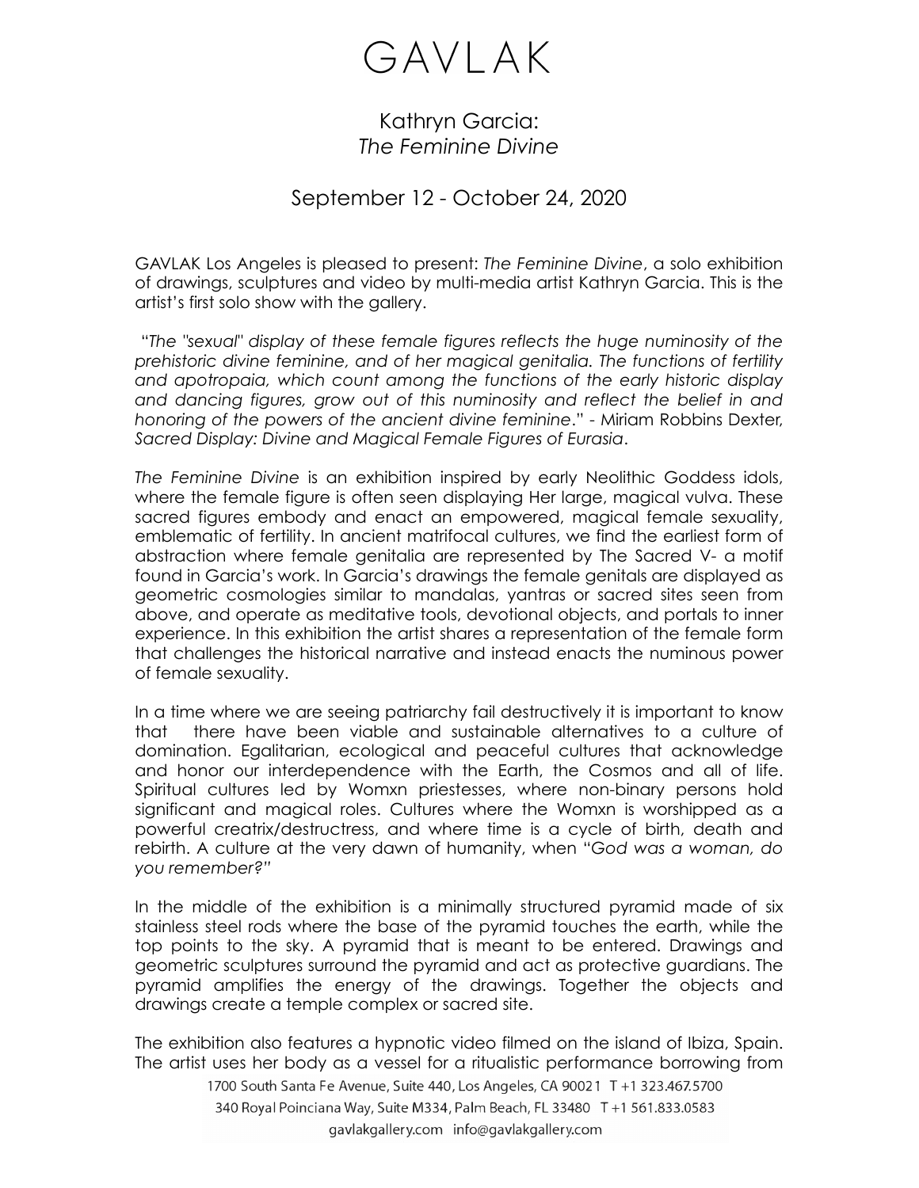# GAVLAK

## Kathryn Garcia: *The Feminine Divine*

### September 12 - October 24, 2020

GAVLAK Los Angeles is pleased to present: *The Feminine Divine*, a solo exhibition of drawings, sculptures and video by multi-media artist Kathryn Garcia. This is the artist's first solo show with the gallery.

"*The "sexual" display of these female figures reflects the huge numinosity of the prehistoric divine feminine, and of her magical genitalia. The functions of fertility and apotropaia, which count among the functions of the early historic display and dancing figures, grow out of this numinosity and reflect the belief in and honoring of the powers of the ancient divine feminine*." - Miriam Robbins Dexter, *Sacred Display: Divine and Magical Female Figures of Eurasia*.

*The Feminine Divine* is an exhibition inspired by early Neolithic Goddess idols, where the female figure is often seen displaying Her large, magical vulva. These sacred figures embody and enact an empowered, magical female sexuality, emblematic of fertility. In ancient matrifocal cultures, we find the earliest form of abstraction where female genitalia are represented by The Sacred V- a motif found in Garcia's work. In Garcia's drawings the female genitals are displayed as geometric cosmologies similar to mandalas, yantras or sacred sites seen from above, and operate as meditative tools, devotional objects, and portals to inner experience. In this exhibition the artist shares a representation of the female form that challenges the historical narrative and instead enacts the numinous power of female sexuality.

In a time where we are seeing patriarchy fail destructively it is important to know that there have been viable and sustainable alternatives to a culture of domination. Egalitarian, ecological and peaceful cultures that acknowledge and honor our interdependence with the Earth, the Cosmos and all of life. Spiritual cultures led by Womxn priestesses, where non-binary persons hold significant and magical roles. Cultures where the Womxn is worshipped as a powerful creatrix/destructress, and where time is a cycle of birth, death and rebirth. A culture at the very dawn of humanity, when "*God was a woman, do you remember?*"

In the middle of the exhibition is a minimally structured pyramid made of six stainless steel rods where the base of the pyramid touches the earth, while the top points to the sky. A pyramid that is meant to be entered. Drawings and geometric sculptures surround the pyramid and act as protective guardians. The pyramid amplifies the energy of the drawings. Together the objects and drawings create a temple complex or sacred site.

The exhibition also features a hypnotic video filmed on the island of Ibiza, Spain. The artist uses her body as a vessel for a ritualistic performance borrowing from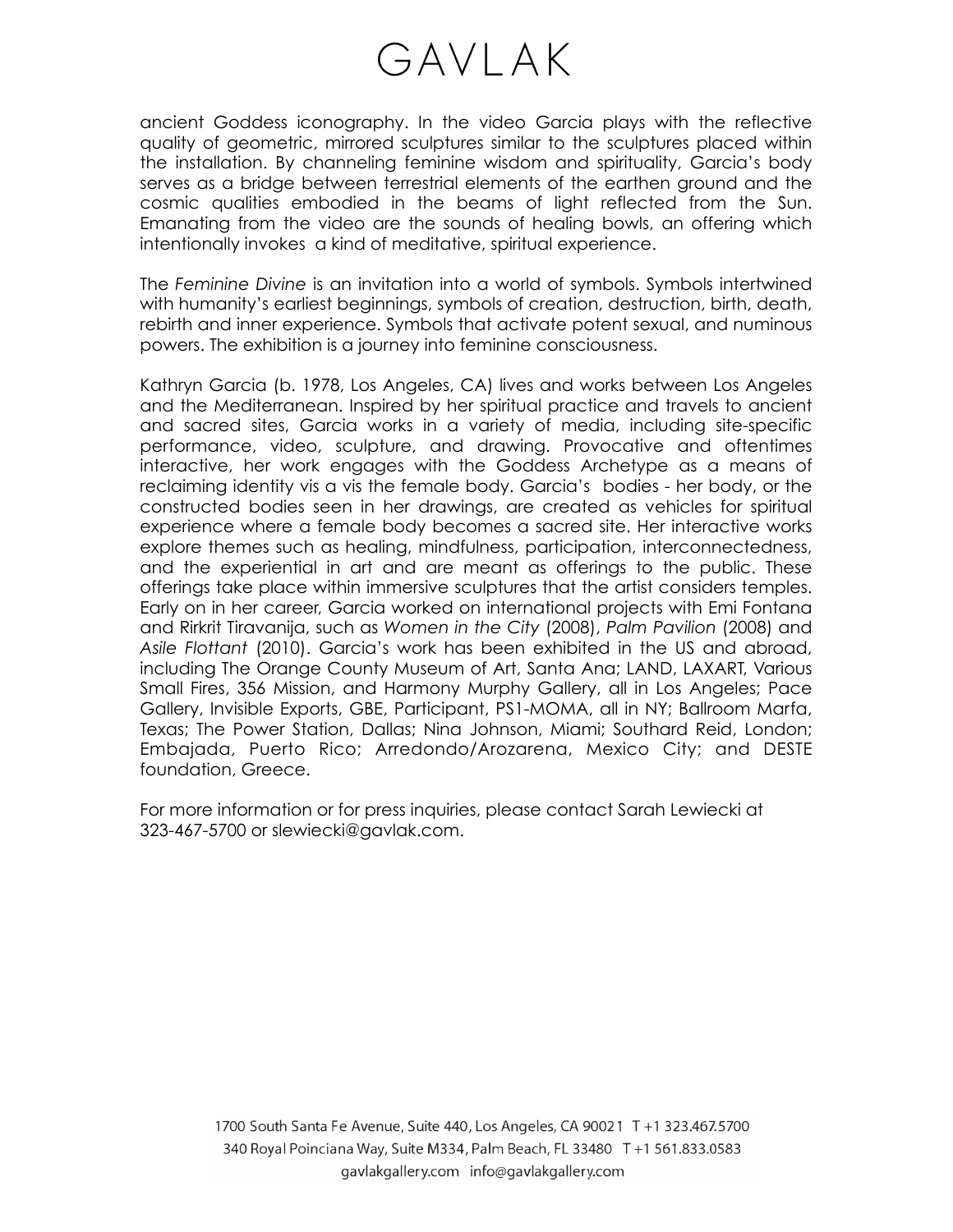ancient Goddess iconography. In the video Garcia plays with the reflective quality of geometric, mirrored sculptures similar to the sculptures placed within the installation. By channeling feminine wisdom and spirituality, Garcia's body serves as a bridge between terrestrial elements of the earthen ground and the cosmic qualities embodied in the beams of light reflected from the Sun. Emanating from the video are the sounds of healing bowls, an offering which intentionally invokes a kind of meditative, spiritual experience.

The *Feminine Divine* is an invitation into a world of symbols. Symbols intertwined with humanity's earliest beginnings, symbols of creation, destruction, birth, death, rebirth and inner experience. Symbols that activate potent sexual, and numinous powers. The exhibition is a journey into feminine consciousness.

Kathryn Garcia (b. 1978, Los Angeles, CA) lives and works between Los Angeles and the Mediterranean. Inspired by her spiritual practice and travels to ancient and sacred sites, Garcia works in a variety of media, including site-specific performance, video, sculpture, and drawing. Provocative and oftentimes interactive, her work engages with the Goddess Archetype as a means of reclaiming identity vis a vis the female body. Garcia's bodies - her body, or the constructed bodies seen in her drawings, are created as vehicles for spiritual experience where a female body becomes a sacred site. Her interactive works explore themes such as healing, mindfulness, participation, interconnectedness, and the experiential in art and are meant as offerings to the public. These offerings take place within immersive sculptures that the artist considers temples. Early on in her career, Garcia worked on international projects with Emi Fontana and Rirkrit Tiravanija, such as *Women in the City* (2008), *Palm Pavilion* (2008) and *Asile Flottant* (2010). Garcia's work has been exhibited in the US and abroad, including The Orange County Museum of Art, Santa Ana; LAND, LAXART, Various Small Fires, 356 Mission, and Harmony Murphy Gallery, all in Los Angeles; Pace Gallery, Invisible Exports, GBE, Participant, PS1-MOMA, all in NY; Ballroom Marfa, Texas; The Power Station, Dallas; Nina Johnson, Miami; Southard Reid, London; Embajada, Puerto Rico; Arredondo/Arozarena, Mexico City; and DESTE foundation, Greece.

For more information or for press inquiries, please contact Sarah Lewiecki at 323-467-5700 or slewiecki@gavlak.com.